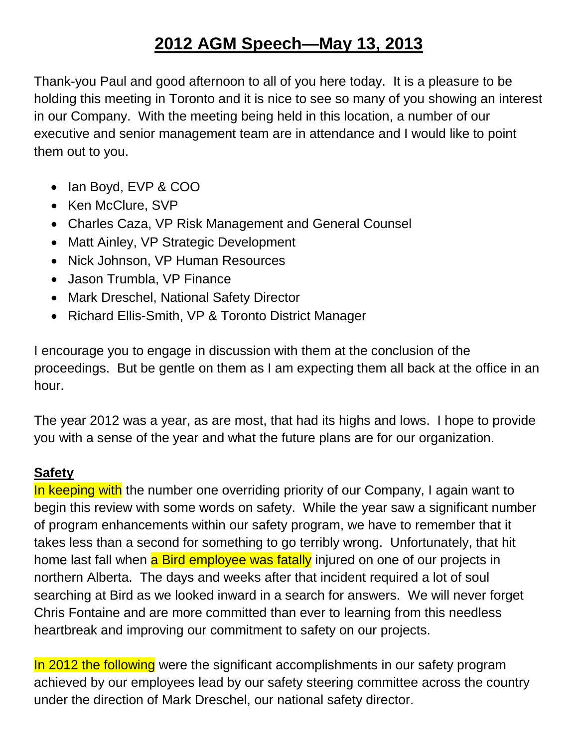# 2012 AGM Speech—May 13, 2013

Thank-you Paul and good afternoon to all of you here today. It is a pleasure to be holding this meeting in Toronto and it is nice to see so many of you showing an interest in our Company. With the meeting being held in this location, a number of our executive and senior management team are in attendance and I would like to point them out to you.

- Ian Boyd, EVP & COO
- Ken McClure, SVP
- Charles Caza, VP Risk Management and General Counsel
- Matt Ainley, VP Strategic Development
- Nick Johnson, VP Human Resources
- Jason Trumbla, VP Finance
- Mark Dreschel, National Safety Director
- Richard Ellis-Smith, VP & Toronto District Manager

I encourage you to engage in discussion with them at the conclusion of the proceedings. But be gentle on them as I am expecting them all back at the office in an hour.

The year 2012 was a year, as are most, that had its highs and lows. I hope to provide you with a sense of the year and what the future plans are for our organization.

## Safety

In keeping with the number one overriding priority of our Company, I again want to begin this review with some words on safety. While the year saw a significant number of program enhancements within our safety program, we have to remember that it takes less than a second for something to go terribly wrong. Unfortunately, that hit home last fall when a Bird employee was fatally injured on one of our projects in northern Alberta. The days and weeks after that incident required a lot of soul searching at Bird as we looked inward in a search for answers. We will never forget Chris Fontaine and are more committed than ever to learning from this needless heartbreak and improving our commitment to safety on our projects.

In 2012 the following were the significant accomplishments in our safety program achieved by our employees lead by our safety steering committee across the country under the direction of Mark Dreschel, our national safety director.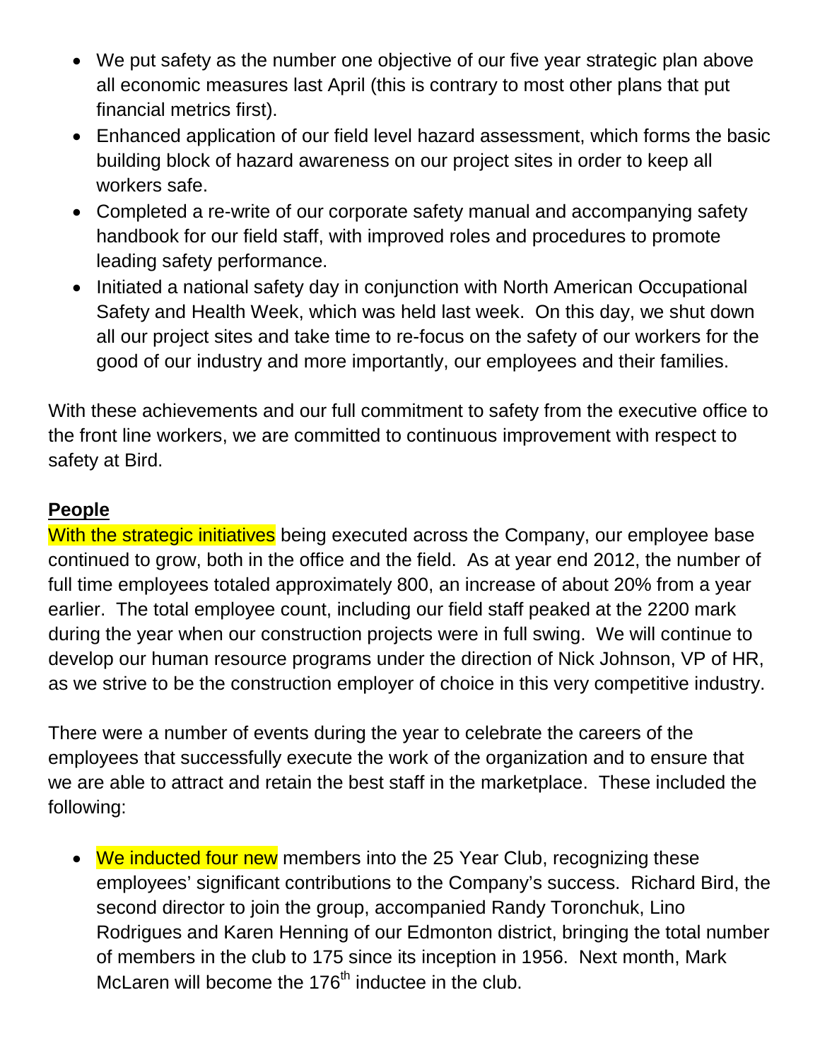- We put safety as the number one objective of our five year strategic plan above all economic measures last April (this is contrary to most other plans that put financial metrics first).
- Enhanced application of our field level hazard assessment, which forms the basic building block of hazard awareness on our project sites in order to keep all workers safe.
- Completed a re-write of our corporate safety manual and accompanying safety handbook for our field staff, with improved roles and procedures to promote leading safety performance.
- Initiated a national safety day in conjunction with North American Occupational Safety and Health Week, which was held last week. On this day, we shut down all our project sites and take time to re-focus on the safety of our workers for the good of our industry and more importantly, our employees and their families.

With these achievements and our full commitment to safety from the executive office to the front line workers, we are committed to continuous improvement with respect to safety at Bird.

**People**

With the strategic initiatives being executed across the Company, our employee base continued to grow, both in the office and the field. As at year end 2012, the number of full time employees totaled approximately 800, an increase of about 20% from a year earlier. The total employee count, including our field staff peaked at the 2200 mark during the year when our construction projects were in full swing. We will continue to develop our human resource programs under the direction of Nick Johnson, VP of HR, as we strive to be the construction employer of choice in this very competitive industry.

There were a number of events during the year to celebrate the careers of the employees that successfully execute the work of the organization and to ensure that we are able to attract and retain the best staff in the marketplace. These included the following:

- We inducted four new members into the 25 Year Club, recognizing these employees' significant contributions to the Company's success. Richard Bird, the second director to join the group, accompanied Randy Toronchuk, Lino Rodrigues and Karen Henning of our Edmonton district, bringing the total number of members in the club to 175 since its inception in 1956. Next month, Mark McLaren will become the 176th inductee in the club.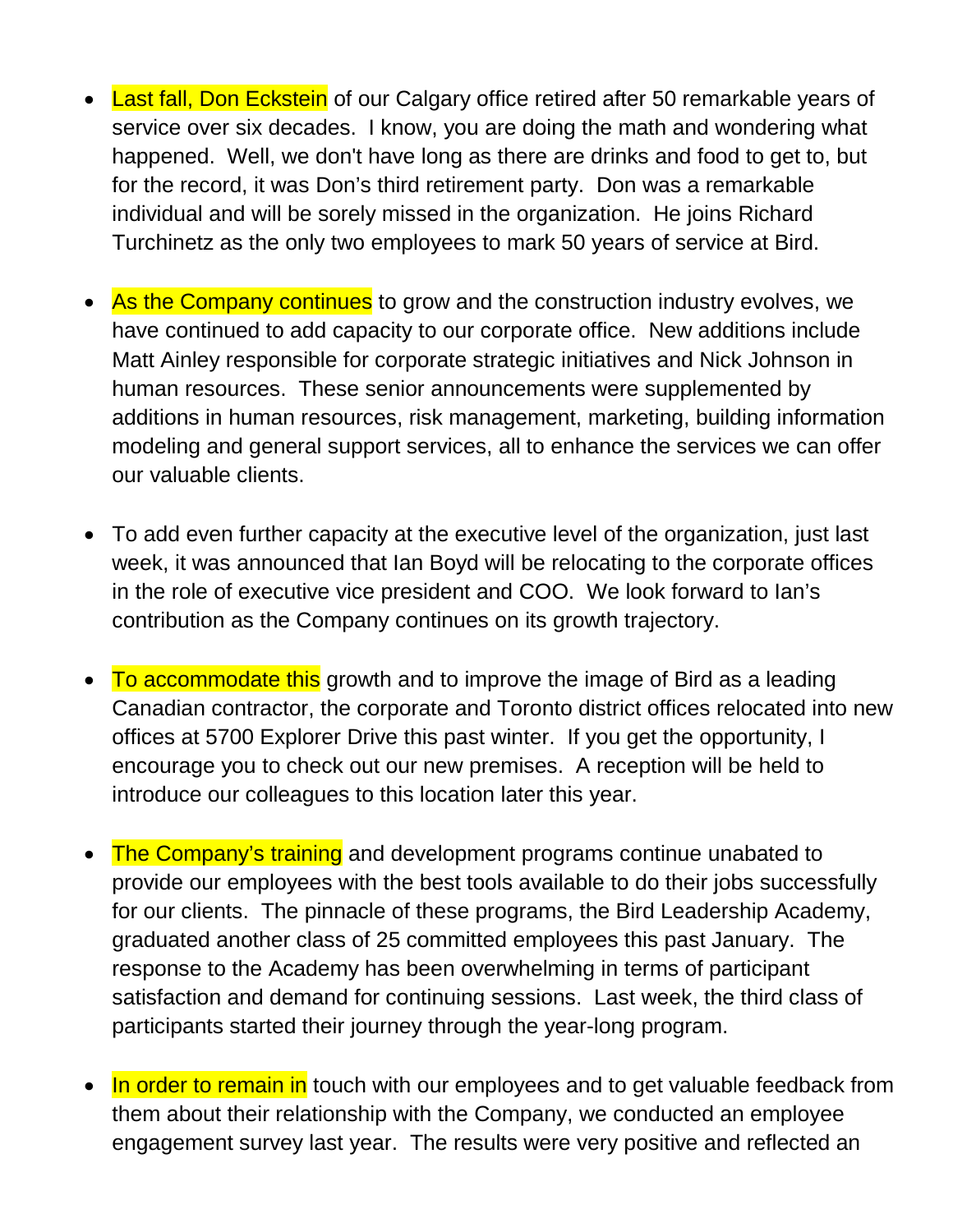- Last fall, Don Eckstein of our Calgary office retired after 50 remarkable years of service over six decades. I know, you are doing the math and wondering what happened. Well, we don't have long as there are drinks and food to get to, but for the record, it was Don's third retirement party. Don was a remarkable individual and will be sorely missed in the organization. He joins Richard Turchinetz as the only two employees to mark 50 years of service at Bird.

- As the Company continues to grow and the construction industry evolves, we have continued to add capacity to our corporate office. New additions include Matt Ainley responsible for corporate strategic initiatives and Nick Johnson in human resources. These senior announcements were supplemented by additions in human resources, risk management, marketing, building information modeling and general support services, all to enhance the services we can offer our valuable clients.

- To add even further capacity at the executive level of the organization, just last week, it was announced that Ian Boyd will be relocating to the corporate offices in the role of executive vice president and COO. We look forward to Ian's contribution as the Company continues on its growth trajectory.

- To accommodate this growth and to improve the image of Bird as a leading Canadian contractor, the corporate and Toronto district offices relocated into new offices at 5700 Explorer Drive this past winter. If you get the opportunity, I encourage you to check out our new premises. A reception will be held to introduce our colleagues to this location later this year.

- The Company's training and development programs continue unabated to provide our employees with the best tools available to do their jobs successfully for our clients. The pinnacle of these programs, the Bird Leadership Academy, graduated another class of 25 committed employees this past January. The response to the Academy has been overwhelming in terms of participant satisfaction and demand for continuing sessions. Last week, the third class of participants started their journey through the year-long program.

- In order to remain in touch with our employees and to get valuable feedback from them about their relationship with the Company, we conducted an employee engagement survey last year. The results were very positive and reflected an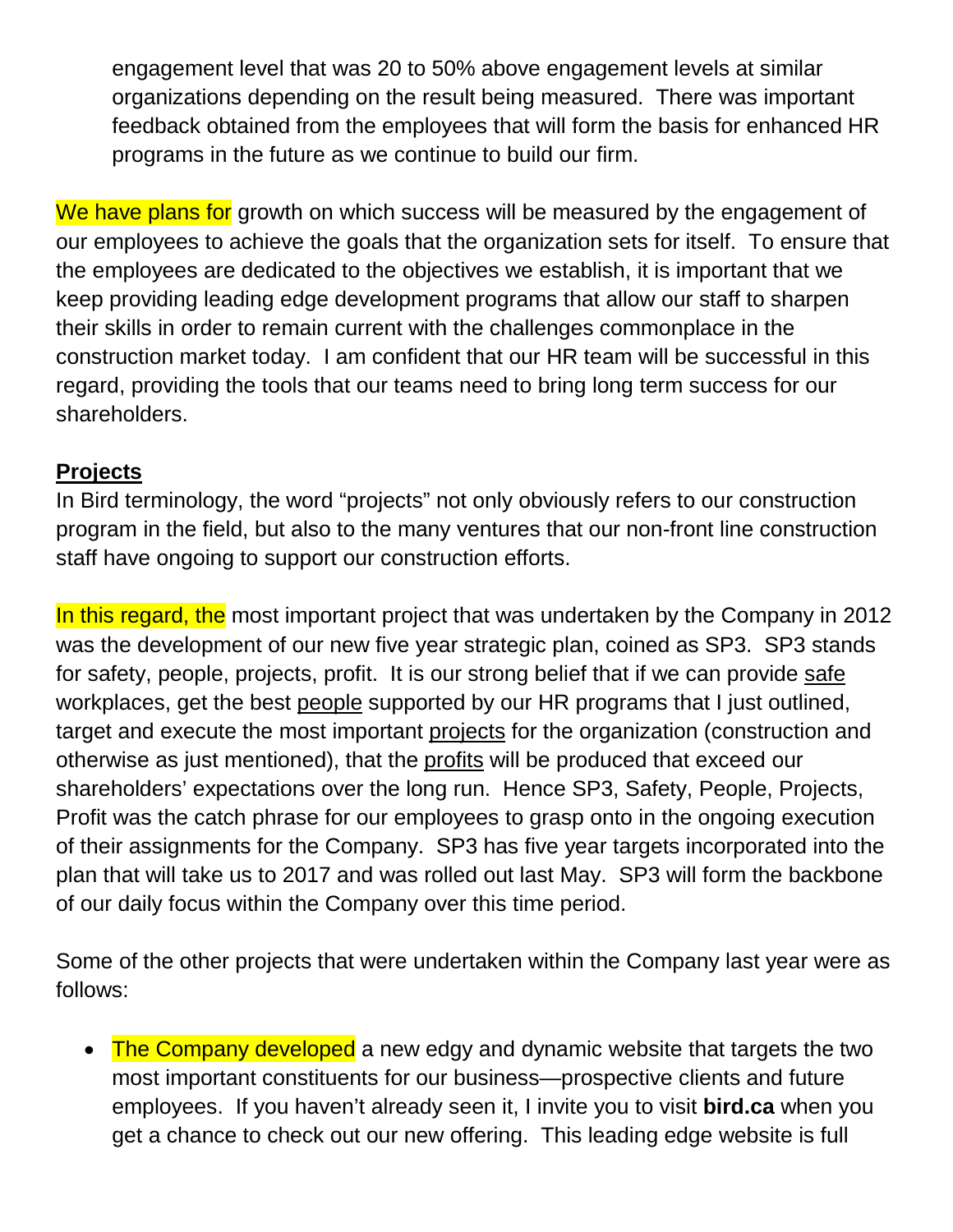engagement level that was 20 to 50% above engagement levels at similar organizations depending on the result being measured. There was important feedback obtained from the employees that will form the basis for enhanced HR programs in the future as we continue to build our firm.

We have plans for growth on which success will be measured by the engagement of our employees to achieve the goals that the organization sets for itself. To ensure that the employees are dedicated to the objectives we establish, it is important that we keep providing leading edge development programs that allow our staff to sharpen their skills in order to remain current with the challenges commonplace in the construction market today. I am confident that our HR team will be successful in this regard, providing the tools that our teams need to bring long term success for our shareholders.

**Projects**

In Bird terminology, the word "projects" not only obviously refers to our construction program in the field, but also to the many ventures that our non-front line construction staff have ongoing to support our construction efforts.

In this regard, the most important project that was undertaken by the Company in 2012 was the development of our new five year strategic plan, coined as SP3. SP3 stands for safety, people, projects, profit. It is our strong belief that if we can provide safe workplaces, get the best people supported by our HR programs that I just outlined, target and execute the most important projects for the organization (construction and otherwise as just mentioned), that the profits will be produced that exceed our shareholders' expectations over the long run. Hence SP3, Safety, People, Projects, Profit was the catch phrase for our employees to grasp onto in the ongoing execution of their assignments for the Company. SP3 has five year targets incorporated into the plan that will take us to 2017 and was rolled out last May. SP3 will form the backbone of our daily focus within the Company over this time period.

Some of the other projects that were undertaken within the Company last year were as follows:

- The Company developed a new edgy and dynamic website that targets the two most important constituents for our business—prospective clients and future employees. If you haven't already seen it, I invite you to visit **bird.ca** when you get a chance to check out our new offering. This leading edge website is full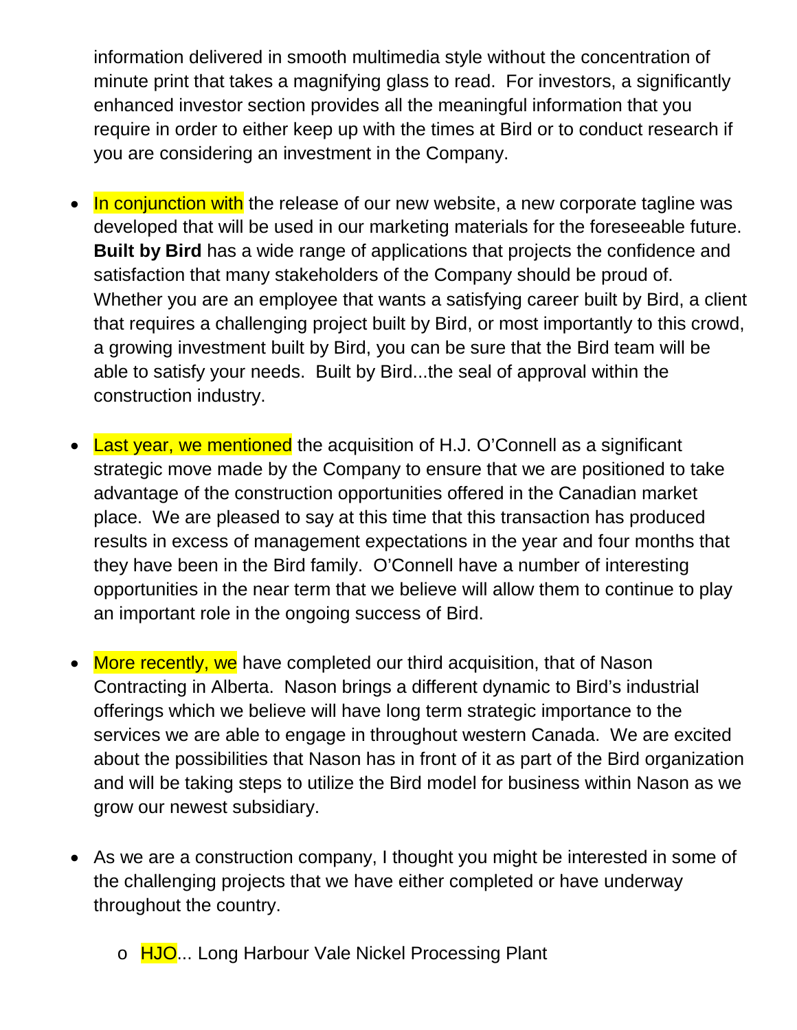information delivered in smooth multimedia style without the concentration of minute print that takes a magnifying glass to read. For investors, a significantly enhanced investor section provides all the meaningful information that you require in order to either keep up with the times at Bird or to conduct research if you are considering an investment in the Company.

- In conjunction with the release of our new website, a new corporate tagline was developed that will be used in our marketing materials for the foreseeable future. **Built by Bird** has a wide range of applications that projects the confidence and satisfaction that many stakeholders of the Company should be proud of. Whether you are an employee that wants a satisfying career built by Bird, a client that requires a challenging project built by Bird, or most importantly to this crowd, a growing investment built by Bird, you can be sure that the Bird team will be able to satisfy your needs. Built by Bird...the seal of approval within the construction industry.

- Last year, we mentioned the acquisition of H.J. O'Connell as a significant strategic move made by the Company to ensure that we are positioned to take advantage of the construction opportunities offered in the Canadian market place. We are pleased to say at this time that this transaction has produced results in excess of management expectations in the year and four months that they have been in the Bird family. O'Connell have a number of interesting opportunities in the near term that we believe will allow them to continue to play an important role in the ongoing success of Bird.

- More recently, we have completed our third acquisition, that of Nason Contracting in Alberta. Nason brings a different dynamic to Bird's industrial offerings which we believe will have long term strategic importance to the services we are able to engage in throughout western Canada. We are excited about the possibilities that Nason has in front of it as part of the Bird organization and will be taking steps to utilize the Bird model for business within Nason as we grow our newest subsidiary.

- As we are a construction company, I thought you might be interested in some of the challenging projects that we have either completed or have underway throughout the country.

  - HJO... Long Harbour Vale Nickel Processing Plant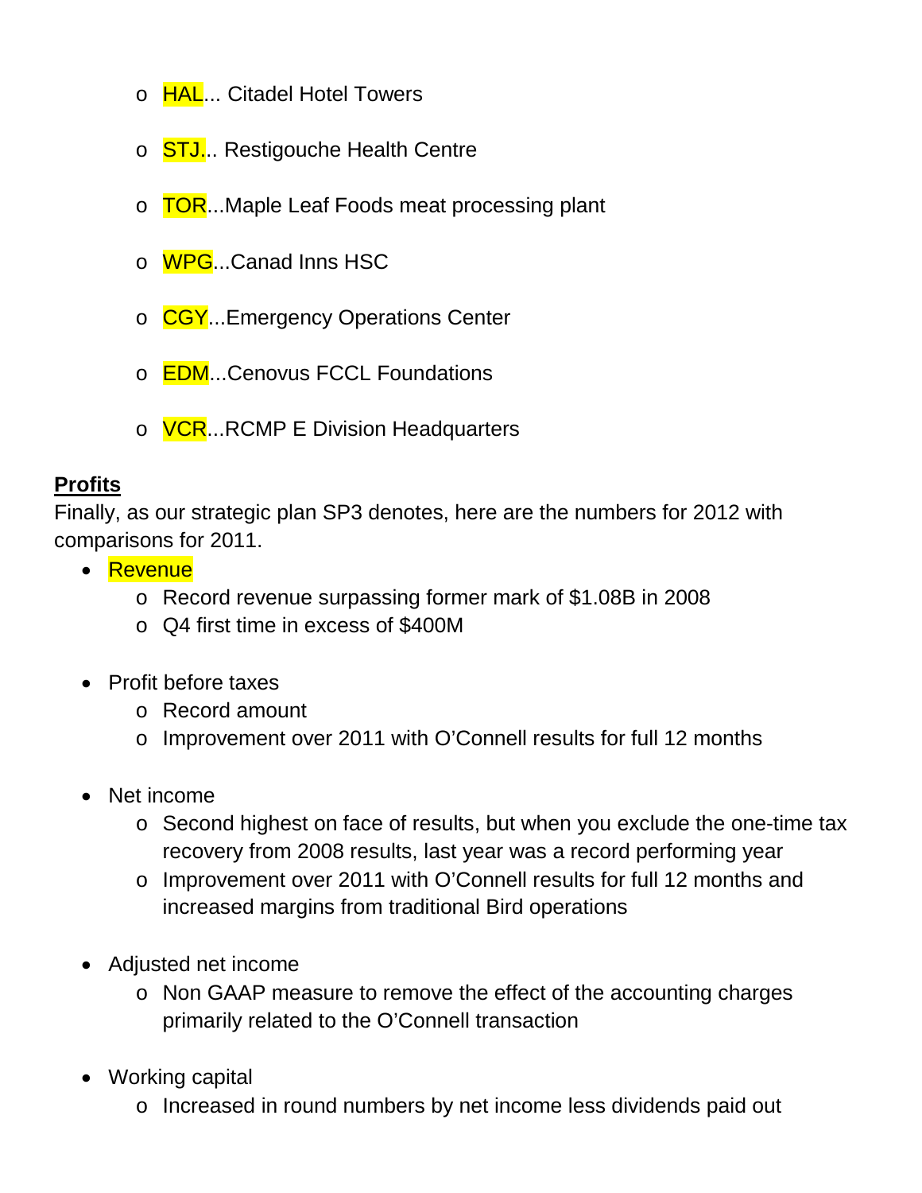- HAL... Citadel Hotel Towers
  - STJ... Restigouche Health Centre
  - TOR...Maple Leaf Foods meat processing plant
  - WPG...Canad Inns HSC
  - CGY...Emergency Operations Center
  - EDM...Cenovus FCCL Foundations
  - VCR...RCMP E Division Headquarters

**Profits**

Finally, as our strategic plan SP3 denotes, here are the numbers for 2012 with comparisons for 2011.

- Revenue
  - Record revenue surpassing former mark of $1.08B in 2008
  - Q4 first time in excess of $400M

- Profit before taxes
  - Record amount
  - Improvement over 2011 with O'Connell results for full 12 months

- Net income
  - Second highest on face of results, but when you exclude the one-time tax recovery from 2008 results, last year was a record performing year
  - Improvement over 2011 with O'Connell results for full 12 months and increased margins from traditional Bird operations

- Adjusted net income
  - Non GAAP measure to remove the effect of the accounting charges primarily related to the O'Connell transaction

- Working capital
  - Increased in round numbers by net income less dividends paid out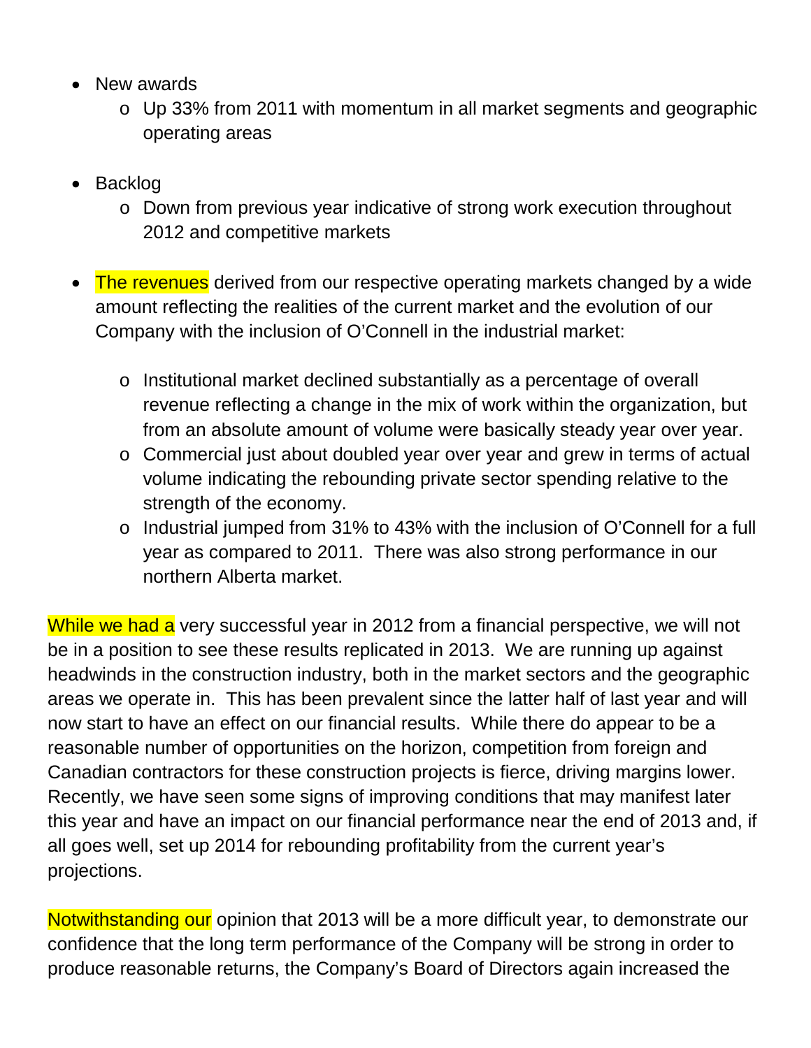- New awards
  - Up 33% from 2011 with momentum in all market segments and geographic operating areas

- Backlog
  - Down from previous year indicative of strong work execution throughout 2012 and competitive markets

- The revenues derived from our respective operating markets changed by a wide amount reflecting the realities of the current market and the evolution of our Company with the inclusion of O'Connell in the industrial market:

  - Institutional market declined substantially as a percentage of overall revenue reflecting a change in the mix of work within the organization, but from an absolute amount of volume were basically steady year over year.
  - Commercial just about doubled year over year and grew in terms of actual volume indicating the rebounding private sector spending relative to the strength of the economy.
  - Industrial jumped from 31% to 43% with the inclusion of O'Connell for a full year as compared to 2011. There was also strong performance in our northern Alberta market.

While we had a very successful year in 2012 from a financial perspective, we will not be in a position to see these results replicated in 2013. We are running up against headwinds in the construction industry, both in the market sectors and the geographic areas we operate in. This has been prevalent since the latter half of last year and will now start to have an effect on our financial results. While there do appear to be a reasonable number of opportunities on the horizon, competition from foreign and Canadian contractors for these construction projects is fierce, driving margins lower. Recently, we have seen some signs of improving conditions that may manifest later this year and have an impact on our financial performance near the end of 2013 and, if all goes well, set up 2014 for rebounding profitability from the current year's projections.

Notwithstanding our opinion that 2013 will be a more difficult year, to demonstrate our confidence that the long term performance of the Company will be strong in order to produce reasonable returns, the Company's Board of Directors again increased the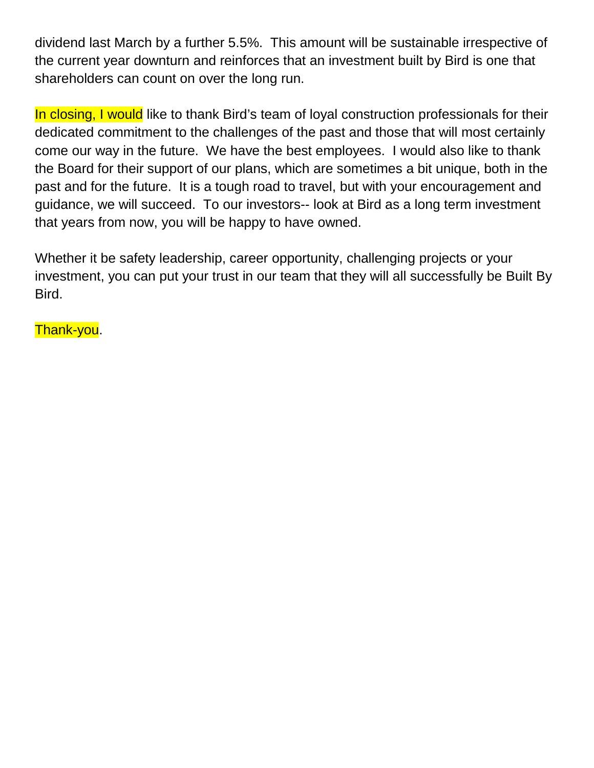dividend last March by a further 5.5%. This amount will be sustainable irrespective of the current year downturn and reinforces that an investment built by Bird is one that shareholders can count on over the long run.

In closing, I would like to thank Bird's team of loyal construction professionals for their dedicated commitment to the challenges of the past and those that will most certainly come our way in the future. We have the best employees. I would also like to thank the Board for their support of our plans, which are sometimes a bit unique, both in the past and for the future. It is a tough road to travel, but with your encouragement and guidance, we will succeed. To our investors-- look at Bird as a long term investment that years from now, you will be happy to have owned.

Whether it be safety leadership, career opportunity, challenging projects or your investment, you can put your trust in our team that they will all successfully be Built By Bird.

Thank-you.